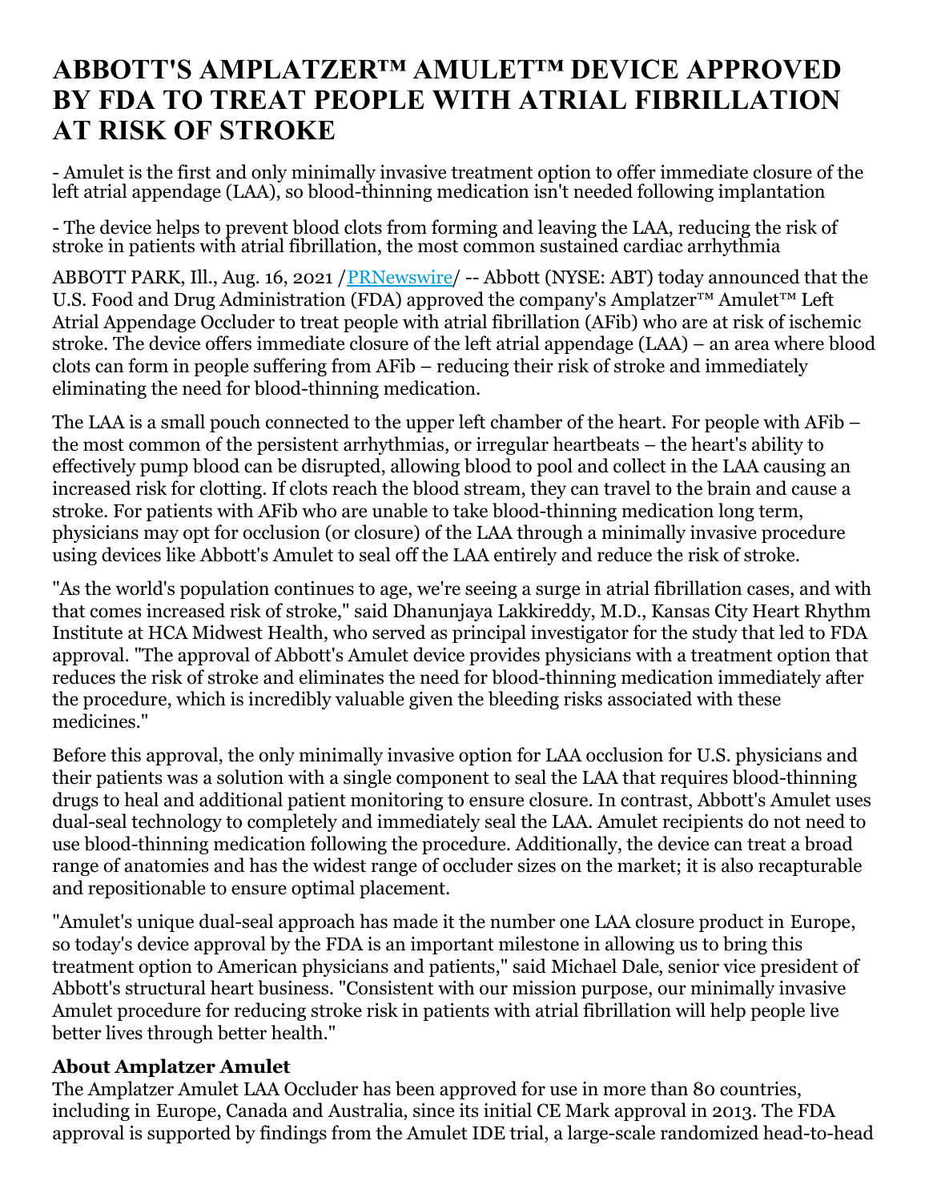# ABBOTT'S AMPLATZER™ AMULET™ DEVICE APPROVED BY FDA TO TREAT PEOPLE WITH ATRIAL FIBRILLATION AT RISK OF STROKE

- Amulet is the first and only minimally invasive treatment option to offer immediate closure of the left atrial appendage (LAA), so blood-thinning medication isn't needed following implantation

- The device helps to prevent blood clots from forming and leaving the LAA, reducing the risk of stroke in patients with atrial fibrillation, the most common sustained cardiac arrhythmia

ABBOTT PARK, Ill., Aug. 16, 2021 /PRNewswire/ -- Abbott (NYSE: ABT) today announced that the U.S. Food and Drug Administration (FDA) approved the company's Amplatzer™ Amulet™ Left Atrial Appendage Occluder to treat people with atrial fibrillation (AFib) who are at risk of ischemic stroke. The device offers immediate closure of the left atrial appendage (LAA) – an area where blood clots can form in people suffering from AFib – reducing their risk of stroke and immediately eliminating the need for blood-thinning medication.

The LAA is a small pouch connected to the upper left chamber of the heart. For people with AFib – the most common of the persistent arrhythmias, or irregular heartbeats – the heart's ability to effectively pump blood can be disrupted, allowing blood to pool and collect in the LAA causing an increased risk for clotting. If clots reach the blood stream, they can travel to the brain and cause a stroke. For patients with AFib who are unable to take blood-thinning medication long term, physicians may opt for occlusion (or closure) of the LAA through a minimally invasive procedure using devices like Abbott's Amulet to seal off the LAA entirely and reduce the risk of stroke.

"As the world's population continues to age, we're seeing a surge in atrial fibrillation cases, and with that comes increased risk of stroke," said Dhanunjaya Lakkireddy, M.D., Kansas City Heart Rhythm Institute at HCA Midwest Health, who served as principal investigator for the study that led to FDA approval. "The approval of Abbott's Amulet device provides physicians with a treatment option that reduces the risk of stroke and eliminates the need for blood-thinning medication immediately after the procedure, which is incredibly valuable given the bleeding risks associated with these medicines."

Before this approval, the only minimally invasive option for LAA occlusion for U.S. physicians and their patients was a solution with a single component to seal the LAA that requires blood-thinning drugs to heal and additional patient monitoring to ensure closure. In contrast, Abbott's Amulet uses dual-seal technology to completely and immediately seal the LAA. Amulet recipients do not need to use blood-thinning medication following the procedure. Additionally, the device can treat a broad range of anatomies and has the widest range of occluder sizes on the market; it is also recapturable and repositionable to ensure optimal placement.

"Amulet's unique dual-seal approach has made it the number one LAA closure product in Europe, so today's device approval by the FDA is an important milestone in allowing us to bring this treatment option to American physicians and patients," said Michael Dale, senior vice president of Abbott's structural heart business. "Consistent with our mission purpose, our minimally invasive Amulet procedure for reducing stroke risk in patients with atrial fibrillation will help people live better lives through better health."

### About Amplatzer Amulet

The Amplatzer Amulet LAA Occluder has been approved for use in more than 80 countries, including in Europe, Canada and Australia, since its initial CE Mark approval in 2013. The FDA approval is supported by findings from the Amulet IDE trial, a large-scale randomized head-to-head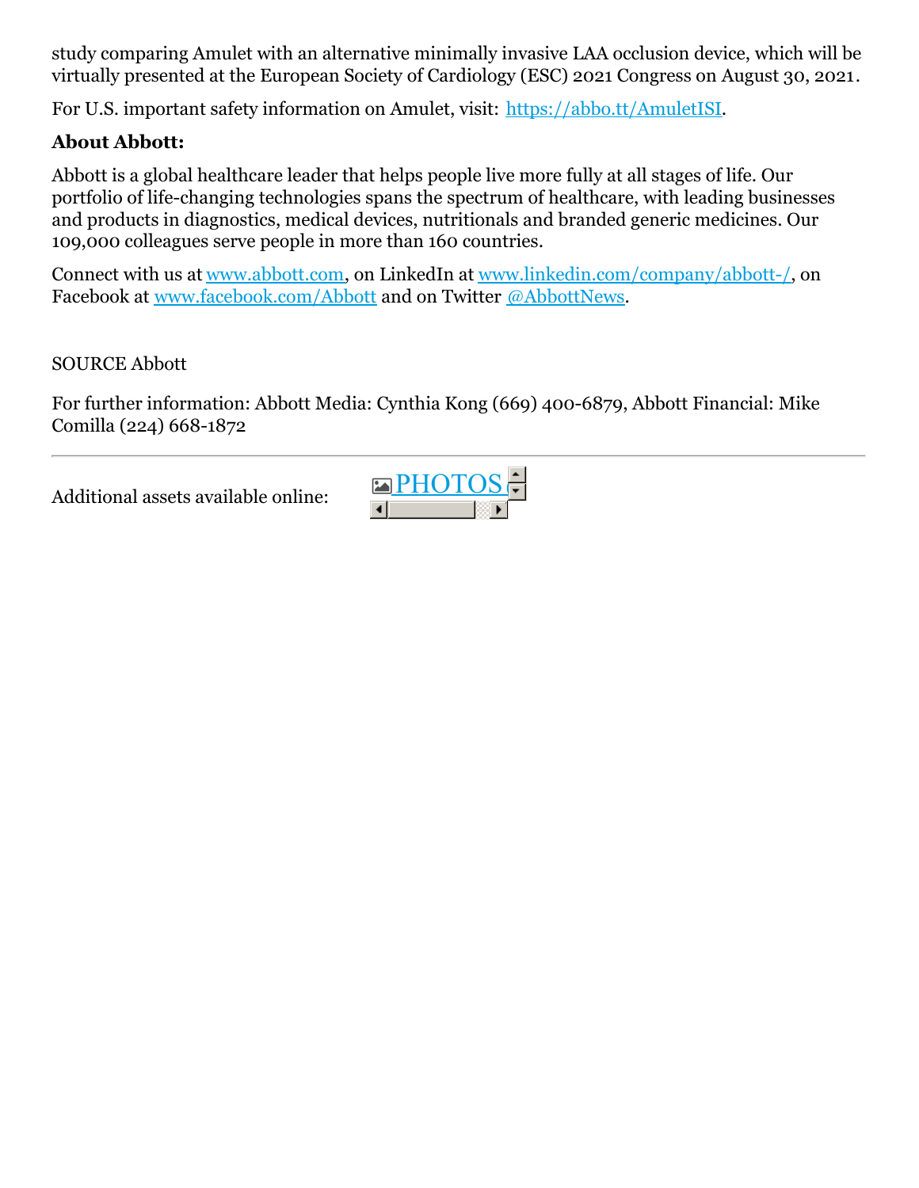study comparing Amulet with an alternative minimally invasive LAA occlusion device, which will be virtually presented at the European Society of Cardiology (ESC) 2021 Congress on August 30, 2021.

For U.S. important safety information on Amulet, visit: https://abbo.tt/AmuletISI.

**About Abbott:**

Abbott is a global healthcare leader that helps people live more fully at all stages of life. Our portfolio of life-changing technologies spans the spectrum of healthcare, with leading businesses and products in diagnostics, medical devices, nutritionals and branded generic medicines. Our 109,000 colleagues serve people in more than 160 countries.

Connect with us at www.abbott.com, on LinkedIn at www.linkedin.com/company/abbott-/, on Facebook at www.facebook.com/Abbott and on Twitter @AbbottNews.

SOURCE Abbott

For further information: Abbott Media: Cynthia Kong (669) 400-6879, Abbott Financial: Mike Comilla (224) 668-1872

---

Additional assets available online: PHOTOS